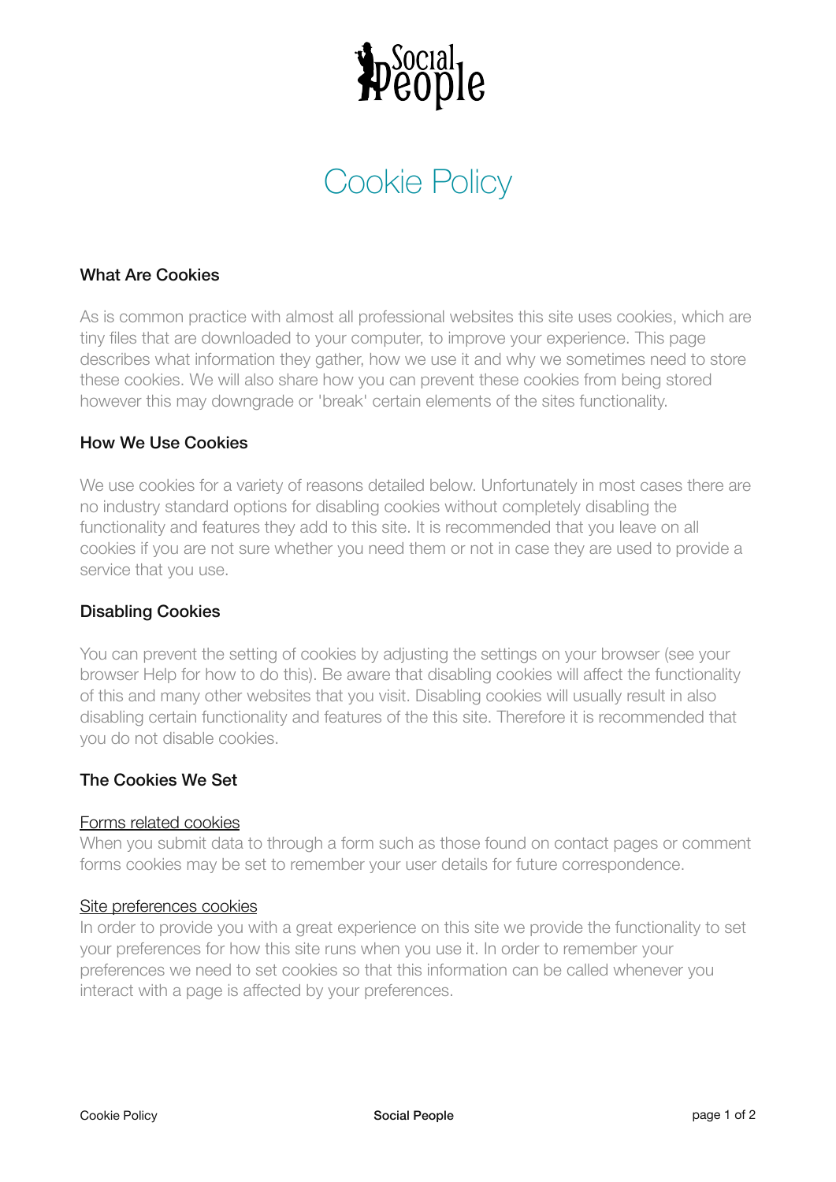Social People

# Cookie Policy

### What Are Cookies

As is common practice with almost all professional websites this site uses cookies, which are tiny files that are downloaded to your computer, to improve your experience. This page describes what information they gather, how we use it and why we sometimes need to store these cookies. We will also share how you can prevent these cookies from being stored however this may downgrade or 'break' certain elements of the sites functionality.

### How We Use Cookies

We use cookies for a variety of reasons detailed below. Unfortunately in most cases there are no industry standard options for disabling cookies without completely disabling the functionality and features they add to this site. It is recommended that you leave on all cookies if you are not sure whether you need them or not in case they are used to provide a service that you use.

### Disabling Cookies

You can prevent the setting of cookies by adjusting the settings on your browser (see your browser Help for how to do this). Be aware that disabling cookies will affect the functionality of this and many other websites that you visit. Disabling cookies will usually result in also disabling certain functionality and features of the this site. Therefore it is recommended that you do not disable cookies.

### The Cookies We Set

<u>Forms related cookies</u>
When you submit data to through a form such as those found on contact pages or comment forms cookies may be set to remember your user details for future correspondence.

<u>Site preferences cookies</u>
In order to provide you with a great experience on this site we provide the functionality to set your preferences for how this site runs when you use it. In order to remember your preferences we need to set cookies so that this information can be called whenever you interact with a page is affected by your preferences.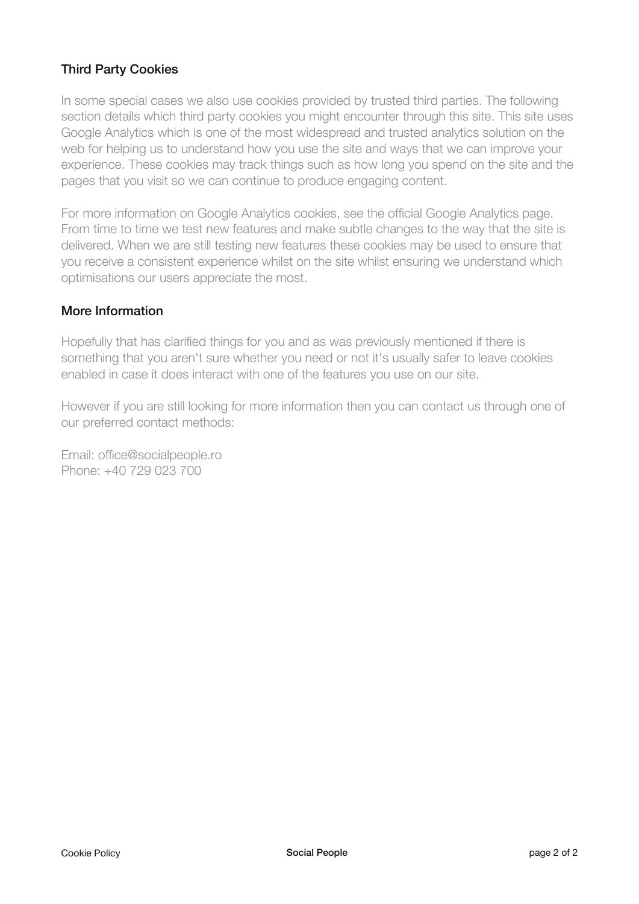## Third Party Cookies

In some special cases we also use cookies provided by trusted third parties. The following section details which third party cookies you might encounter through this site. This site uses Google Analytics which is one of the most widespread and trusted analytics solution on the web for helping us to understand how you use the site and ways that we can improve your experience. These cookies may track things such as how long you spend on the site and the pages that you visit so we can continue to produce engaging content.

For more information on Google Analytics cookies, see the official Google Analytics page. From time to time we test new features and make subtle changes to the way that the site is delivered. When we are still testing new features these cookies may be used to ensure that you receive a consistent experience whilst on the site whilst ensuring we understand which optimisations our users appreciate the most.

## More Information

Hopefully that has clarified things for you and as was previously mentioned if there is something that you aren't sure whether you need or not it's usually safer to leave cookies enabled in case it does interact with one of the features you use on our site.

However if you are still looking for more information then you can contact us through one of our preferred contact methods:

Email: office@socialpeople.ro
Phone: +40 729 023 700